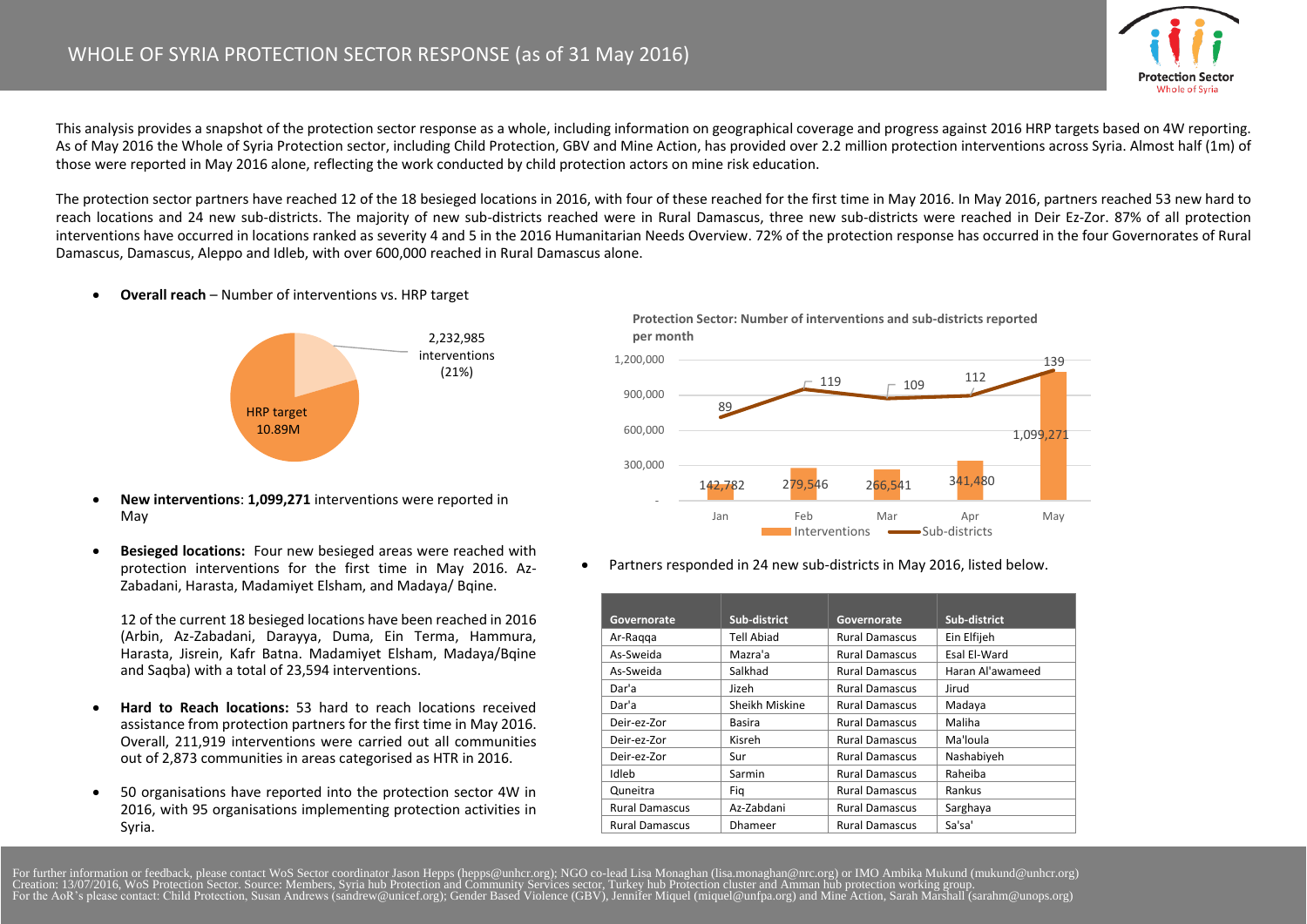# WHOLE OF SYRIA PROTECTION SECTOR RESPONSE (as of 31 May 2016)

This analysis provides a snapshot of the protection sector response as a whole, including information on geographical coverage and progress against 2016 HRP targets based on 4W reporting. As of May 2016 the Whole of Syria Protection sector, including Child Protection, GBV and Mine Action, has provided over 2.2 million protection interventions across Syria. Almost half (1m) of those were reported in May 2016 alone, reflecting the work conducted by child protection actors on mine risk education.

The protection sector partners have reached 12 of the 18 besieged locations in 2016, with four of these reached for the first time in May 2016. In May 2016, partners reached 53 new hard to reach locations and 24 new sub-districts. The majority of new sub-districts reached were in Rural Damascus, three new sub-districts were reached in Deir Ez-Zor. 87% of all protection interventions have occurred in locations ranked as severity 4 and 5 in the 2016 Humanitarian Needs Overview. 72% of the protection response has occurred in the four Governorates of Rural Damascus, Damascus, Aleppo and Idleb, with over 600,000 reached in Rural Damascus alone.

- **Overall reach** – Number of interventions vs. HRP target

HRP target 10.89M; 2,232,985 interventions (21%)

- **New interventions**: **1,099,271** interventions were reported in May

- **Besieged locations:** Four new besieged areas were reached with protection interventions for the first time in May 2016. Az-Zabadani, Harasta, Madamiyet Elsham, and Madaya/ Bqine.

  12 of the current 18 besieged locations have been reached in 2016 (Arbin, Az-Zabadani, Darayya, Duma, Ein Terma, Hammura, Harasta, Jisrein, Kafr Batna. Madamiyet Elsham, Madaya/Bqine and Saqba) with a total of 23,594 interventions.

- **Hard to Reach locations:** 53 hard to reach locations received assistance from protection partners for the first time in May 2016. Overall, 211,919 interventions were carried out all communities out of 2,873 communities in areas categorised as HTR in 2016.

- 50 organisations have reported into the protection sector 4W in 2016, with 95 organisations implementing protection activities in Syria.

**Protection Sector: Number of interventions and sub-districts reported per month**

| Month | Interventions | Sub-districts |
|---|---|---|
| Jan | 142,782 | 89 |
| Feb | 279,546 | 119 |
| Mar | 266,541 | 109 |
| Apr | 341,480 | 112 |
| May | 1,099,271 | 139 |

- Partners responded in 24 new sub-districts in May 2016, listed below.

| Governorate | Sub-district | Governorate | Sub-district |
|---|---|---|---|
| Ar-Raqqa | Tell Abiad | Rural Damascus | Ein Elfijeh |
| As-Sweida | Mazra'a | Rural Damascus | Esal El-Ward |
| As-Sweida | Salkhad | Rural Damascus | Haran Al'awameed |
| Dar'a | Jizeh | Rural Damascus | Jirud |
| Dar'a | Sheikh Miskine | Rural Damascus | Madaya |
| Deir-ez-Zor | Basira | Rural Damascus | Maliha |
| Deir-ez-Zor | Kisreh | Rural Damascus | Ma'loula |
| Deir-ez-Zor | Sur | Rural Damascus | Nashabiyeh |
| Idleb | Sarmin | Rural Damascus | Raheiba |
| Quneitra | Fiq | Rural Damascus | Rankus |
| Rural Damascus | Az-Zabdani | Rural Damascus | Sarghaya |
| Rural Damascus | Dhameer | Rural Damascus | Sa'sa' |

For further information or feedback, please contact WoS Sector coordinator Jason Hepps (hepps@unhcr.org); NGO co-lead Lisa Monaghan (lisa.monaghan@nrc.org) or IMO Ambika Mukund (mukund@unhcr.org)
Creation: 13/07/2016, WoS Protection Sector. Source: Members, Syria hub Protection and Community Services sector, Turkey hub Protection cluster and Amman hub protection working group.
For the AoR's please contact: Child Protection, Susan Andrews (sandrew@unicef.org); Gender Based Violence (GBV), Jennifer Miquel (miquel@unfpa.org) and Mine Action, Sarah Marshall (sarahm@unops.org)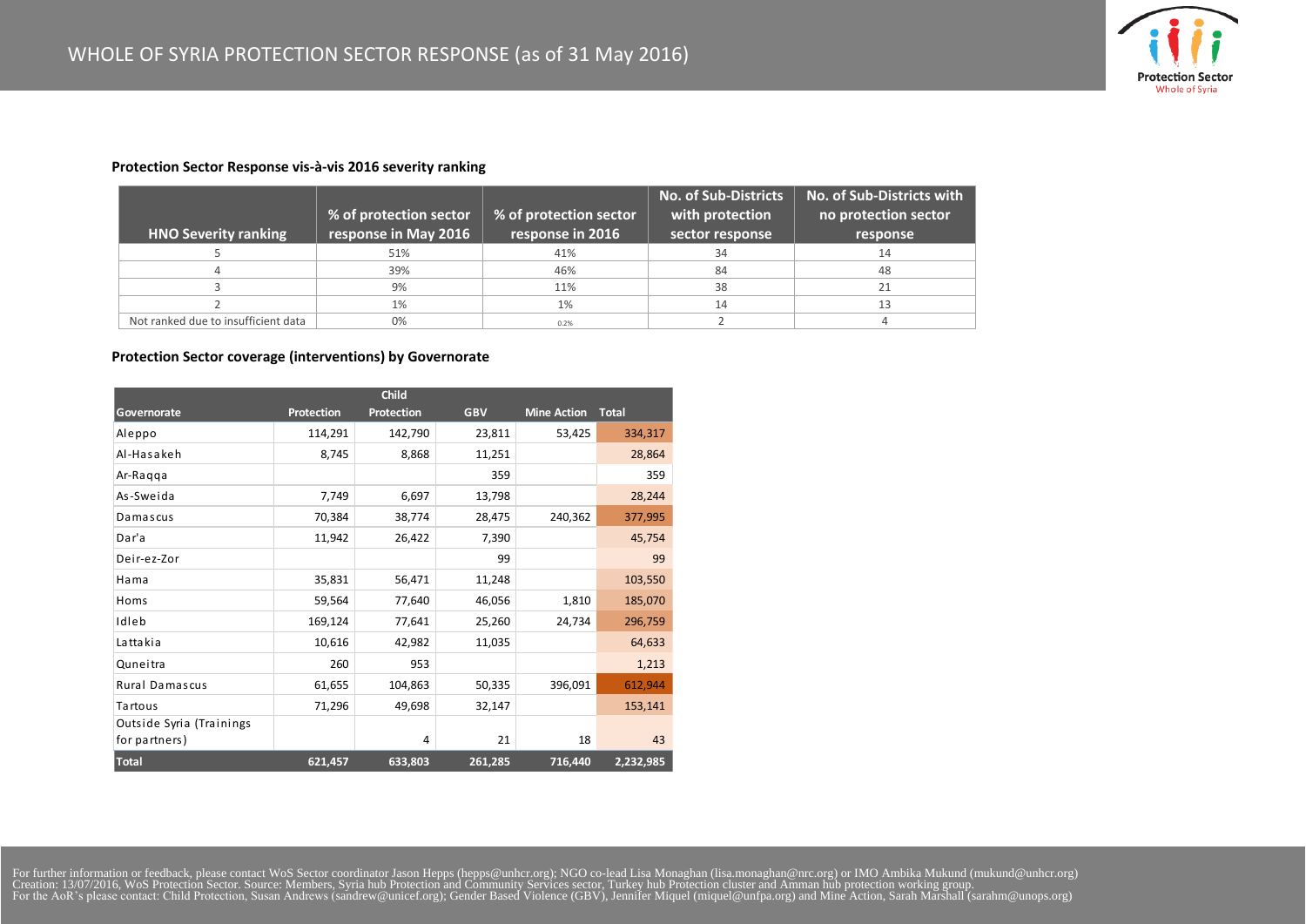# WHOLE OF SYRIA PROTECTION SECTOR RESPONSE (as of 31 May 2016)

**Protection Sector Response vis-à-vis 2016 severity ranking**

| HNO Severity ranking | % of protection sector response in May 2016 | % of protection sector response in 2016 | No. of Sub-Districts with protection sector response | No. of Sub-Districts with no protection sector response |
|---|---|---|---|---|
| 5 | 51% | 41% | 34 | 14 |
| 4 | 39% | 46% | 84 | 48 |
| 3 | 9% | 11% | 38 | 21 |
| 2 | 1% | 1% | 14 | 13 |
| Not ranked due to insufficient data | 0% | 0.2% | 2 | 4 |

**Protection Sector coverage (interventions) by Governorate**

| Governorate | Protection | Child Protection | GBV | Mine Action | Total |
|---|---|---|---|---|---|
| Aleppo | 114,291 | 142,790 | 23,811 | 53,425 | 334,317 |
| Al-Hasakeh | 8,745 | 8,868 | 11,251 | | 28,864 |
| Ar-Raqqa | | | 359 | | 359 |
| As-Sweida | 7,749 | 6,697 | 13,798 | | 28,244 |
| Damascus | 70,384 | 38,774 | 28,475 | 240,362 | 377,995 |
| Dar'a | 11,942 | 26,422 | 7,390 | | 45,754 |
| Deir-ez-Zor | | | 99 | | 99 |
| Hama | 35,831 | 56,471 | 11,248 | | 103,550 |
| Homs | 59,564 | 77,640 | 46,056 | 1,810 | 185,070 |
| Idleb | 169,124 | 77,641 | 25,260 | 24,734 | 296,759 |
| Lattakia | 10,616 | 42,982 | 11,035 | | 64,633 |
| Quneitra | 260 | 953 | | | 1,213 |
| Rural Damascus | 61,655 | 104,863 | 50,335 | 396,091 | 612,944 |
| Tartous | 71,296 | 49,698 | 32,147 | | 153,141 |
| Outside Syria (Trainings for partners) | | 4 | 21 | 18 | 43 |
| **Total** | **621,457** | **633,803** | **261,285** | **716,440** | **2,232,985** |

For further information or feedback, please contact WoS Sector coordinator Jason Hepps (hepps@unhcr.org); NGO co-lead Lisa Monaghan (lisa.monaghan@nrc.org) or IMO Ambika Mukund (mukund@unhcr.org)
Creation: 13/07/2016, WoS Protection Sector. Source: Members, Syria hub Protection and Community Services sector, Turkey hub Protection cluster and Amman hub protection working group.
For the AoR's please contact: Child Protection, Susan Andrews (sandrew@unicef.org); Gender Based Violence (GBV), Jennifer Miquel (miquel@unfpa.org) and Mine Action, Sarah Marshall (sarahm@unops.org)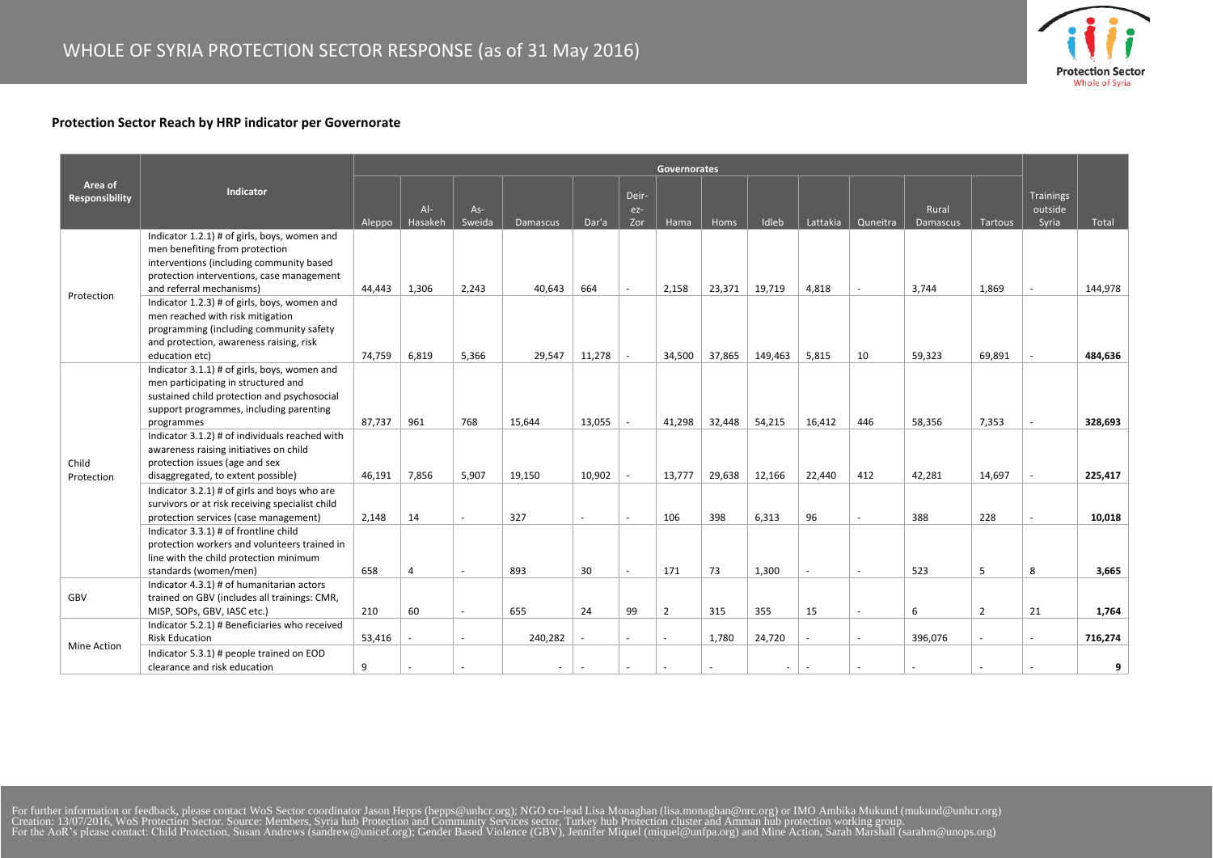# WHOLE OF SYRIA PROTECTION SECTOR RESPONSE (as of 31 May 2016)

### Protection Sector Reach by HRP indicator per Governorate

| Area of Responsibility | Indicator | Governorates | | | | | | | | | | | | | Trainings outside Syria | Total |
|---|---|---|---|---|---|---|---|---|---|---|---|---|---|---|---|---|
| | | Aleppo | Al-Hasakeh | As-Sweida | Damascus | Dar'a | Deir-ez-Zor | Hama | Homs | Idleb | Lattakia | Quneitra | Rural Damascus | Tartous | | |
| Protection | Indicator 1.2.1) # of girls, boys, women and men benefiting from protection interventions (including community based protection interventions, case management and referral mechanisms) | 44,443 | 1,306 | 2,243 | 40,643 | 664 | - | 2,158 | 23,371 | 19,719 | 4,818 | - | 3,744 | 1,869 | - | 144,978 |
| | Indicator 1.2.3) # of girls, boys, women and men reached with risk mitigation programming (including community safety and protection, awareness raising, risk education etc) | 74,759 | 6,819 | 5,366 | 29,547 | 11,278 | - | 34,500 | 37,865 | 149,463 | 5,815 | 10 | 59,323 | 69,891 | - | **484,636** |
| Child Protection | Indicator 3.1.1) # of girls, boys, women and men participating in structured and sustained child protection and psychosocial support programmes, including parenting programmes | 87,737 | 961 | 768 | 15,644 | 13,055 | - | 41,298 | 32,448 | 54,215 | 16,412 | 446 | 58,356 | 7,353 | - | **328,693** |
| | Indicator 3.1.2) # of individuals reached with awareness raising initiatives on child protection issues (age and sex disaggregated, to extent possible) | 46,191 | 7,856 | 5,907 | 19,150 | 10,902 | - | 13,777 | 29,638 | 12,166 | 22,440 | 412 | 42,281 | 14,697 | - | **225,417** |
| | Indicator 3.2.1) # of girls and boys who are survivors or at risk receiving specialist child protection services (case management) | 2,148 | 14 | - | 327 | - | - | 106 | 398 | 6,313 | 96 | - | 388 | 228 | - | **10,018** |
| | Indicator 3.3.1) # of frontline child protection workers and volunteers trained in line with the child protection minimum standards (women/men) | 658 | 4 | - | 893 | 30 | - | 171 | 73 | 1,300 | - | - | 523 | 5 | 8 | **3,665** |
| GBV | Indicator 4.3.1) # of humanitarian actors trained on GBV (includes all trainings: CMR, MISP, SOPs, GBV, IASC etc.) | 210 | 60 | - | 655 | 24 | 99 | 2 | 315 | 355 | 15 | - | 6 | 2 | 21 | **1,764** |
| Mine Action | Indicator 5.2.1) # Beneficiaries who received Risk Education | 53,416 | - | - | 240,282 | - | - | - | 1,780 | 24,720 | - | - | 396,076 | - | - | **716,274** |
| | Indicator 5.3.1) # people trained on EOD clearance and risk education | 9 | - | - | - | - | - | - | - | - | - | - | - | - | - | **9** |

For further information or feedback, please contact WoS Sector coordinator Jason Hepps (hepps@unhcr.org); NGO co-lead Lisa Monaghan (lisa.monaghan@nrc.org) or IMO Ambika Mukund (mukund@unhcr.org)
Creation: 13/07/2016, WoS Protection Sector. Source: Members, Syria hub Protection and Community Services sector, Turkey hub Protection cluster and Amman hub protection working group.
For the AoR's please contact: Child Protection, Susan Andrews (sandrew@unicef.org); Gender Based Violence (GBV), Jennifer Miquel (miquel@unfpa.org) and Mine Action, Sarah Marshall (sarahm@unops.org)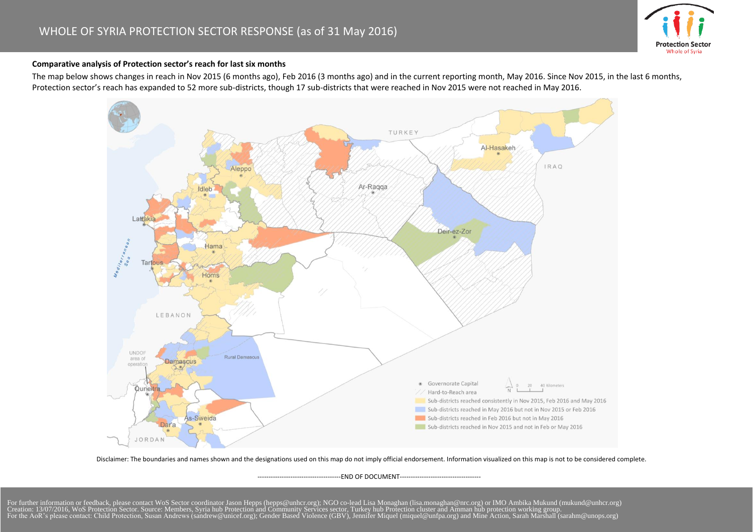# WHOLE OF SYRIA PROTECTION SECTOR RESPONSE (as of 31 May 2016)

**Comparative analysis of Protection sector's reach for last six months**

The map below shows changes in reach in Nov 2015 (6 months ago), Feb 2016 (3 months ago) and in the current reporting month, May 2016. Since Nov 2015, in the last 6 months, Protection sector's reach has expanded to 52 more sub-districts, though 17 sub-districts that were reached in Nov 2015 were not reached in May 2016.

TURKEY
IRAQ
LEBANON
JORDAN
Mediterranean Sea
UNDOF area of operation
Al-Hasakeh
Aleppo
Ar-Raqqa
Idleb
Lattakia
Deir-ez-Zor
Hama
Tartous
Homs
Rural Damascus
Damascus
Quneitra
As-Sweida
Dara

Governorate Capital
Hard-to-Reach area
Sub-districts reached consistently in Nov 2015, Feb 2016 and May 2016
Sub-districts reached in May 2016 but not in Nov 2015 or Feb 2016
Sub-districts reached in Feb 2016 but not in May 2016
Sub-districts reached in Nov 2015 and not in Feb or May 2016

0 20 40 Kilometers

Disclaimer: The boundaries and names shown and the designations used on this map do not imply official endorsement. Information visualized on this map is not to be considered complete.

-------------------------------------END OF DOCUMENT-------------------------------------

For further information or feedback, please contact WoS Sector coordinator Jason Hepps (hepps@unhcr.org); NGO co-lead Lisa Monaghan (lisa.monaghan@nrc.org) or IMO Ambika Mukund (mukund@unhcr.org)
Creation: 13/07/2016, WoS Protection Sector. Source: Members, Syria hub Protection and Community Services sector, Turkey hub Protection cluster and Amman hub protection working group.
For the AoR's please contact: Child Protection, Susan Andrews (sandrew@unicef.org); Gender Based Violence (GBV), Jennifer Miquel (miquel@unfpa.org) and Mine Action, Sarah Marshall (sarahm@unops.org)